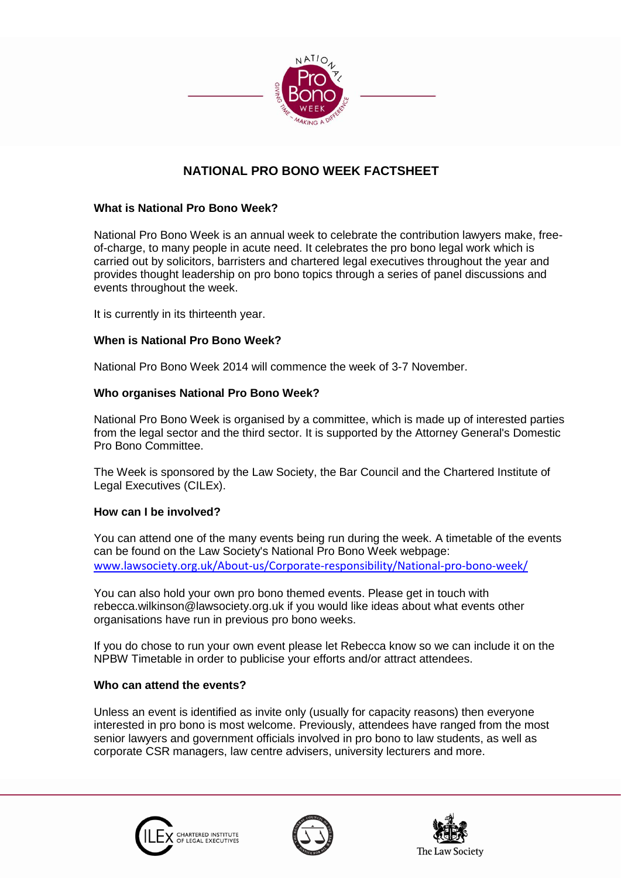# NATIONAL PRO BONO WEEK FACTSHEET

### What is National Pro Bono Week?

National Pro Bono Week is an annual week to celebrate the contribution lawyers make, free-of-charge, to many people in acute need. It celebrates the pro bono legal work which is carried out by solicitors, barristers and chartered legal executives throughout the year and provides thought leadership on pro bono topics through a series of panel discussions and events throughout the week.

It is currently in its thirteenth year.

### When is National Pro Bono Week?

National Pro Bono Week 2014 will commence the week of 3-7 November.

### Who organises National Pro Bono Week?

National Pro Bono Week is organised by a committee, which is made up of interested parties from the legal sector and the third sector. It is supported by the Attorney General's Domestic Pro Bono Committee.

The Week is sponsored by the Law Society, the Bar Council and the Chartered Institute of Legal Executives (CILEx).

### How can I be involved?

You can attend one of the many events being run during the week. A timetable of the events can be found on the Law Society's National Pro Bono Week webpage: www.lawsociety.org.uk/About-us/Corporate-responsibility/National-pro-bono-week/

You can also hold your own pro bono themed events. Please get in touch with rebecca.wilkinson@lawsociety.org.uk if you would like ideas about what events other organisations have run in previous pro bono weeks.

If you do chose to run your own event please let Rebecca know so we can include it on the NPBW Timetable in order to publicise your efforts and/or attract attendees.

### Who can attend the events?

Unless an event is identified as invite only (usually for capacity reasons) then everyone interested in pro bono is most welcome. Previously, attendees have ranged from the most senior lawyers and government officials involved in pro bono to law students, as well as corporate CSR managers, law centre advisers, university lecturers and more.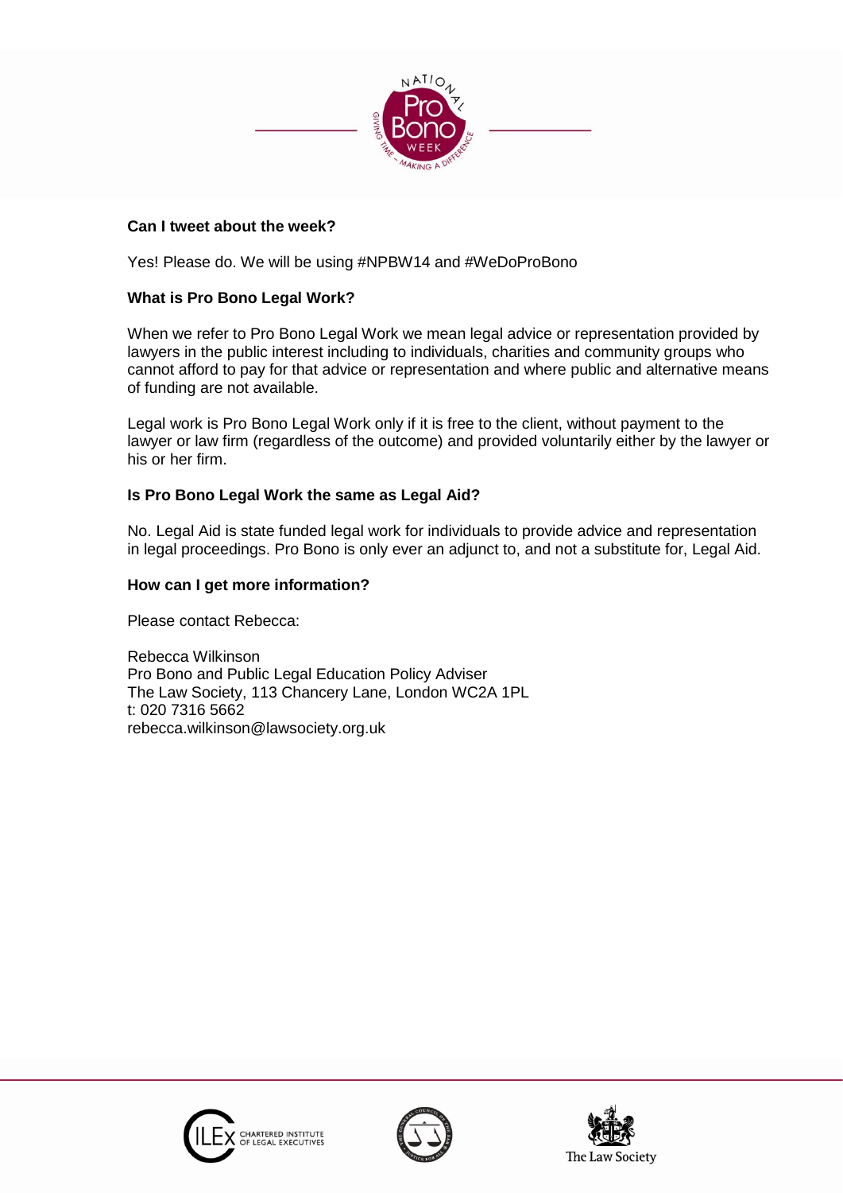**Can I tweet about the week?**

Yes! Please do. We will be using #NPBW14 and #WeDoProBono

**What is Pro Bono Legal Work?**

When we refer to Pro Bono Legal Work we mean legal advice or representation provided by lawyers in the public interest including to individuals, charities and community groups who cannot afford to pay for that advice or representation and where public and alternative means of funding are not available.

Legal work is Pro Bono Legal Work only if it is free to the client, without payment to the lawyer or law firm (regardless of the outcome) and provided voluntarily either by the lawyer or his or her firm.

**Is Pro Bono Legal Work the same as Legal Aid?**

No. Legal Aid is state funded legal work for individuals to provide advice and representation in legal proceedings. Pro Bono is only ever an adjunct to, and not a substitute for, Legal Aid.

**How can I get more information?**

Please contact Rebecca:

Rebecca Wilkinson
Pro Bono and Public Legal Education Policy Adviser
The Law Society, 113 Chancery Lane, London WC2A 1PL
t: 020 7316 5662
rebecca.wilkinson@lawsociety.org.uk